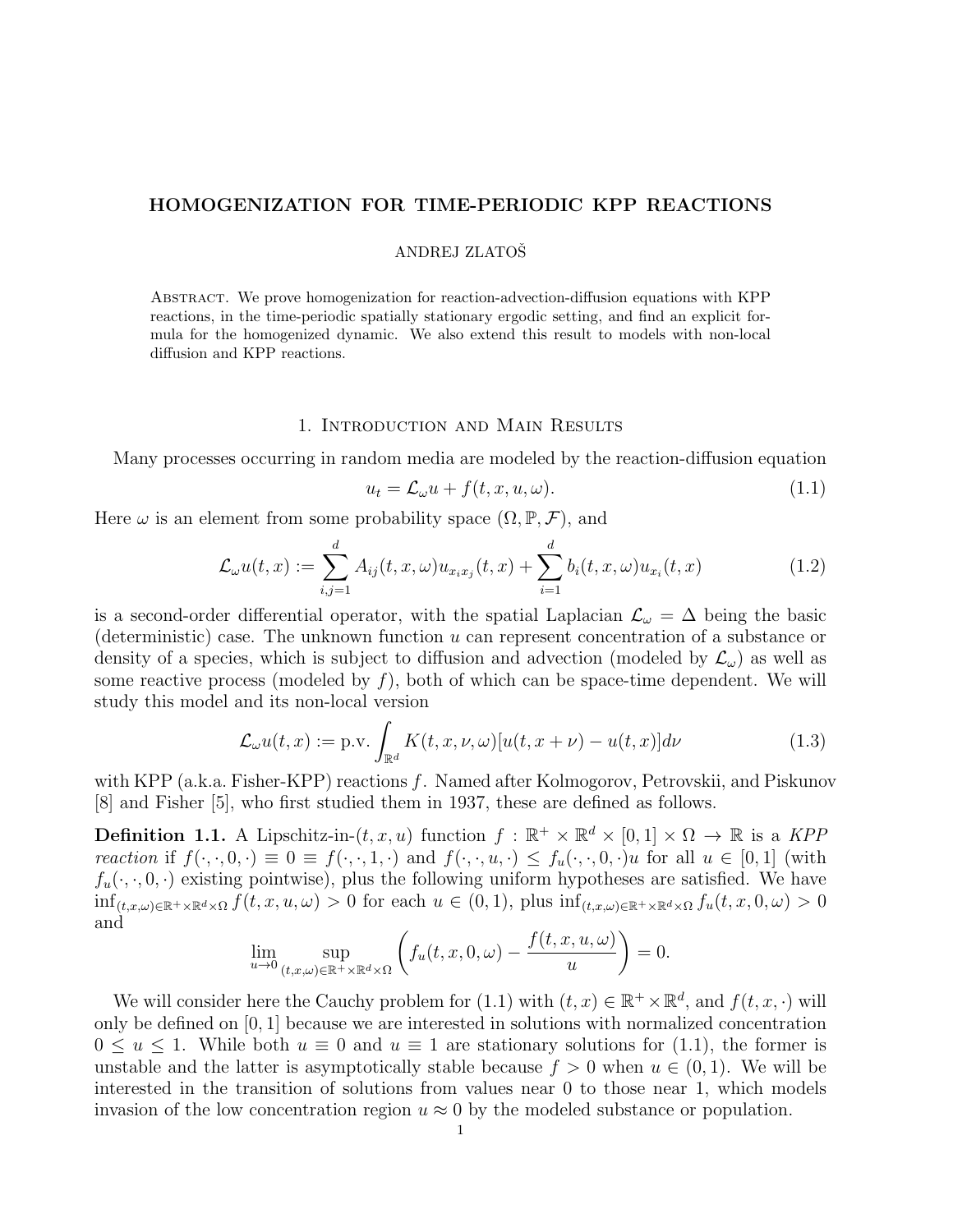# HOMOGENIZATION FOR TIME-PERIODIC KPP REACTIONS

ANDREJ ZLATOŠ

Abstract. We prove homogenization for reaction-advection-diffusion equations with KPP reactions, in the time-periodic spatially stationary ergodic setting, and find an explicit formula for the homogenized dynamic. We also extend this result to models with non-local diffusion and KPP reactions.

## 1. Introduction and Main Results

Many processes occurring in random media are modeled by the reaction-diffusion equation

$$u_t = \mathcal{L}_\omega u + f(t, x, u, \omega). \tag{1.1}$$

Here $\omega$ is an element from some probability space $(\Omega, \mathbb{P}, \mathcal{F})$, and

$$\mathcal{L}_\omega u(t,x) := \sum_{i,j=1}^{d} A_{ij}(t,x,\omega) u_{x_i x_j}(t,x) + \sum_{i=1}^{d} b_i(t,x,\omega) u_{x_i}(t,x) \tag{1.2}$$

is a second-order differential operator, with the spatial Laplacian $\mathcal{L}_\omega = \Delta$ being the basic (deterministic) case. The unknown function $u$ can represent concentration of a substance or density of a species, which is subject to diffusion and advection (modeled by $\mathcal{L}_\omega$) as well as some reactive process (modeled by $f$), both of which can be space-time dependent. We will study this model and its non-local version

$$\mathcal{L}_\omega u(t,x) := \text{p.v.} \int_{\mathbb{R}^d} K(t,x,\nu,\omega)[u(t,x+\nu) - u(t,x)]d\nu \tag{1.3}$$

with KPP (a.k.a. Fisher-KPP) reactions $f$. Named after Kolmogorov, Petrovskii, and Piskunov [8] and Fisher [5], who first studied them in 1937, these are defined as follows.

**Definition 1.1.** A Lipschitz-in-$(t,x,u)$ function $f : \mathbb{R}^+ \times \mathbb{R}^d \times [0,1] \times \Omega \to \mathbb{R}$ is a *KPP reaction* if $f(\cdot,\cdot,0,\cdot) \equiv 0 \equiv f(\cdot,\cdot,1,\cdot)$ and $f(\cdot,\cdot,u,\cdot) \le f_u(\cdot,\cdot,0,\cdot)u$ for all $u \in [0,1]$ (with $f_u(\cdot,\cdot,0,\cdot)$ existing pointwise), plus the following uniform hypotheses are satisfied. We have $\inf_{(t,x,\omega)\in\mathbb{R}^+\times\mathbb{R}^d\times\Omega} f(t,x,u,\omega) > 0$ for each $u \in (0,1)$, plus $\inf_{(t,x,\omega)\in\mathbb{R}^+\times\mathbb{R}^d\times\Omega} f_u(t,x,0,\omega) > 0$ and

$$\lim_{u\to 0} \sup_{(t,x,\omega)\in\mathbb{R}^+\times\mathbb{R}^d\times\Omega} \left( f_u(t,x,0,\omega) - \frac{f(t,x,u,\omega)}{u} \right) = 0.$$

We will consider here the Cauchy problem for (1.1) with $(t,x) \in \mathbb{R}^+ \times \mathbb{R}^d$, and $f(t,x,\cdot)$ will only be defined on $[0,1]$ because we are interested in solutions with normalized concentration $0 \le u \le 1$. While both $u \equiv 0$ and $u \equiv 1$ are stationary solutions for (1.1), the former is unstable and the latter is asymptotically stable because $f > 0$ when $u \in (0,1)$. We will be interested in the transition of solutions from values near 0 to those near 1, which models invasion of the low concentration region $u \approx 0$ by the modeled substance or population.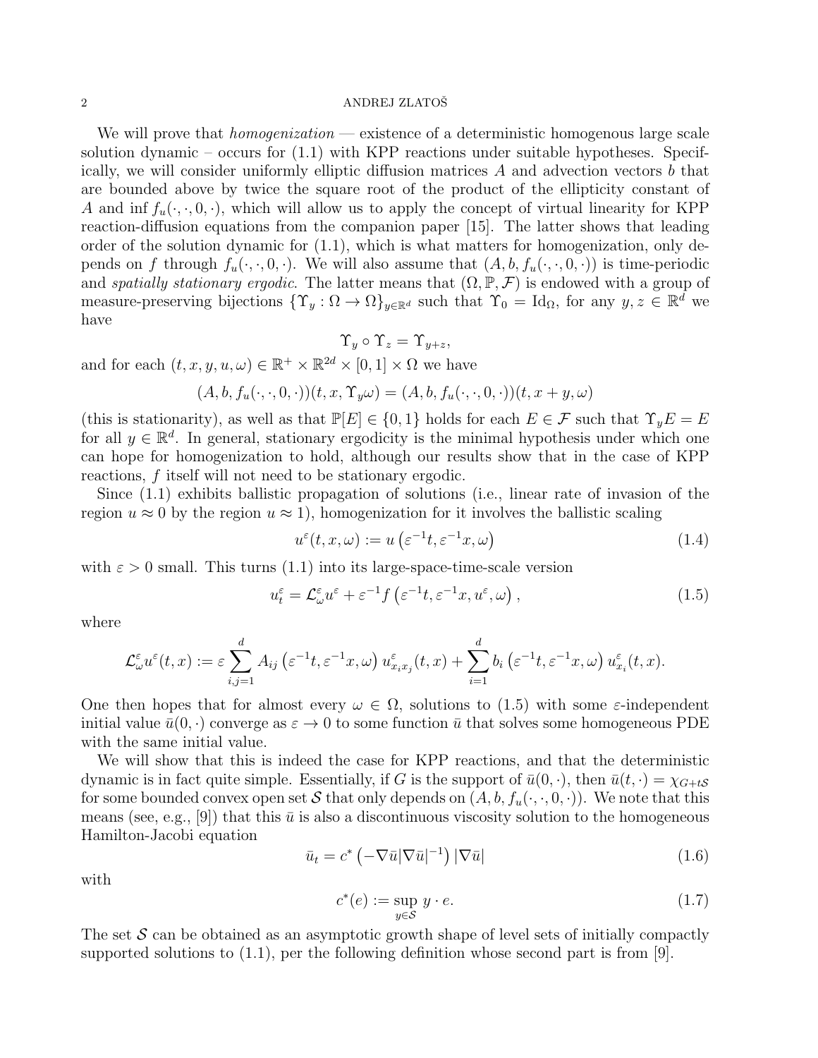We will prove that *homogenization* — existence of a deterministic homogenous large scale solution dynamic – occurs for (1.1) with KPP reactions under suitable hypotheses. Specifically, we will consider uniformly elliptic diffusion matrices $A$ and advection vectors $b$ that are bounded above by twice the square root of the product of the ellipticity constant of $A$ and $\inf f_u(\cdot,\cdot,0,\cdot)$, which will allow us to apply the concept of virtual linearity for KPP reaction-diffusion equations from the companion paper [15]. The latter shows that leading order of the solution dynamic for (1.1), which is what matters for homogenization, only depends on $f$ through $f_u(\cdot,\cdot,0,\cdot)$. We will also assume that $(A, b, f_u(\cdot,\cdot,0,\cdot))$ is time-periodic and *spatially stationary ergodic*. The latter means that $(\Omega, \mathbb{P}, \mathcal{F})$ is endowed with a group of measure-preserving bijections $\{\Upsilon_y : \Omega \to \Omega\}_{y\in\mathbb{R}^d}$ such that $\Upsilon_0 = \mathrm{Id}_\Omega$, for any $y, z \in \mathbb{R}^d$ we have

$$\Upsilon_y \circ \Upsilon_z = \Upsilon_{y+z},$$

and for each $(t, x, y, u, \omega) \in \mathbb{R}^+ \times \mathbb{R}^{2d} \times [0, 1] \times \Omega$ we have

$$(A, b, f_u(\cdot,\cdot,0,\cdot))(t, x, \Upsilon_y\omega) = (A, b, f_u(\cdot,\cdot,0,\cdot))(t, x + y, \omega)$$

(this is stationarity), as well as that $\mathbb{P}[E] \in \{0, 1\}$ holds for each $E \in \mathcal{F}$ such that $\Upsilon_y E = E$ for all $y \in \mathbb{R}^d$. In general, stationary ergodicity is the minimal hypothesis under which one can hope for homogenization to hold, although our results show that in the case of KPP reactions, $f$ itself will not need to be stationary ergodic.

Since (1.1) exhibits ballistic propagation of solutions (i.e., linear rate of invasion of the region $u \approx 0$ by the region $u \approx 1$), homogenization for it involves the ballistic scaling

$$u^\varepsilon(t, x, \omega) := u\left(\varepsilon^{-1}t, \varepsilon^{-1}x, \omega\right) \tag{1.4}$$

with $\varepsilon > 0$ small. This turns (1.1) into its large-space-time-scale version

$$u^\varepsilon_t = \mathcal{L}^\varepsilon_\omega u^\varepsilon + \varepsilon^{-1} f\left(\varepsilon^{-1}t, \varepsilon^{-1}x, u^\varepsilon, \omega\right), \tag{1.5}$$

where

$$\mathcal{L}^\varepsilon_\omega u^\varepsilon(t, x) := \varepsilon \sum_{i,j=1}^d A_{ij}\left(\varepsilon^{-1}t, \varepsilon^{-1}x, \omega\right) u^\varepsilon_{x_i x_j}(t, x) + \sum_{i=1}^d b_i\left(\varepsilon^{-1}t, \varepsilon^{-1}x, \omega\right) u^\varepsilon_{x_i}(t, x).$$

One then hopes that for almost every $\omega \in \Omega$, solutions to (1.5) with some $\varepsilon$-independent initial value $\bar{u}(0, \cdot)$ converge as $\varepsilon \to 0$ to some function $\bar{u}$ that solves some homogeneous PDE with the same initial value.

We will show that this is indeed the case for KPP reactions, and that the deterministic dynamic is in fact quite simple. Essentially, if $G$ is the support of $\bar{u}(0, \cdot)$, then $\bar{u}(t, \cdot) = \chi_{G+t\mathcal{S}}$ for some bounded convex open set $\mathcal{S}$ that only depends on $(A, b, f_u(\cdot,\cdot,0,\cdot))$. We note that this means (see, e.g., [9]) that this $\bar{u}$ is also a discontinuous viscosity solution to the homogeneous Hamilton-Jacobi equation

$$\bar{u}_t = c^*\left(-\nabla\bar{u}|\nabla\bar{u}|^{-1}\right)|\nabla\bar{u}| \tag{1.6}$$

with

$$c^*(e) := \sup_{y\in\mathcal{S}} y \cdot e. \tag{1.7}$$

The set $\mathcal{S}$ can be obtained as an asymptotic growth shape of level sets of initially compactly supported solutions to (1.1), per the following definition whose second part is from [9].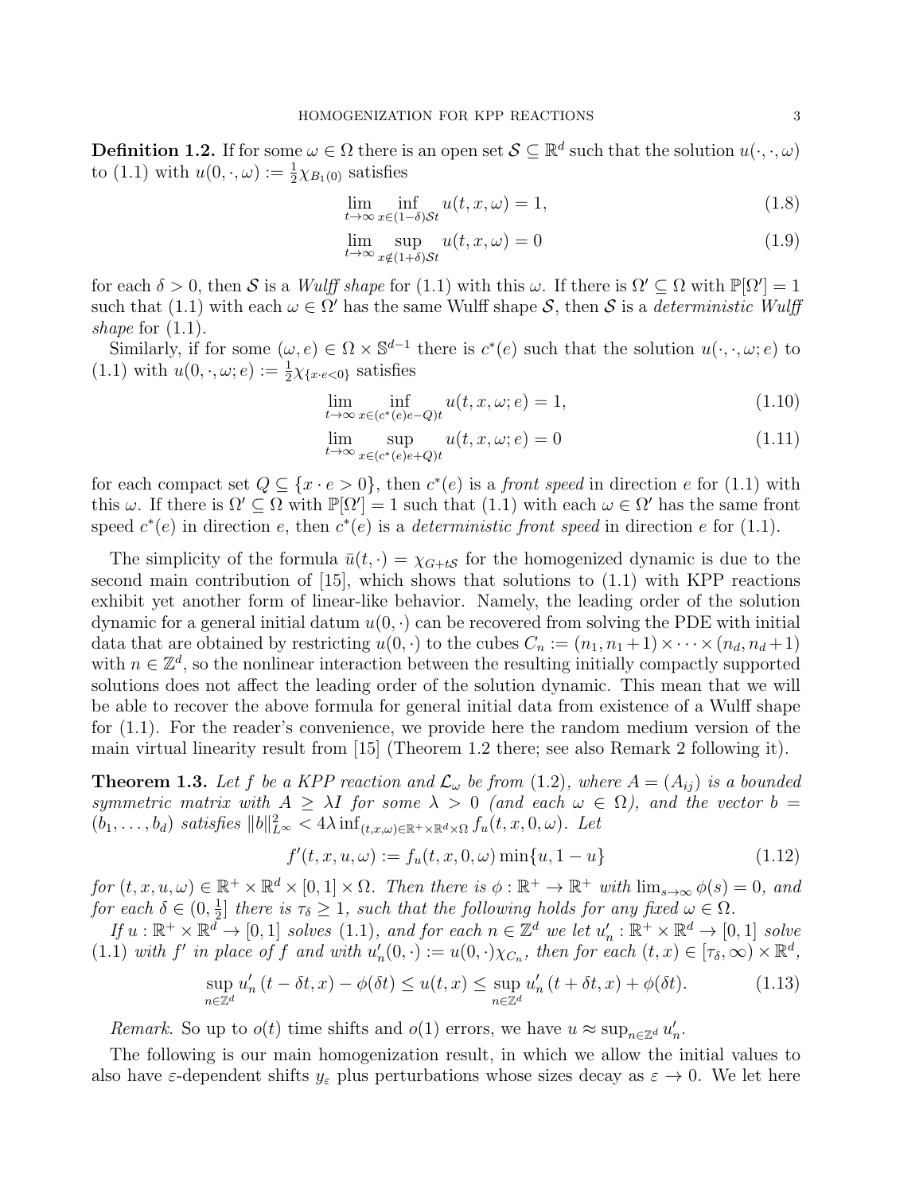**Definition 1.2.** If for some $\omega \in \Omega$ there is an open set $\mathcal{S} \subseteq \mathbb{R}^d$ such that the solution $u(\cdot,\cdot,\omega)$ to (1.1) with $u(0,\cdot,\omega) := \frac{1}{2}\chi_{B_1(0)}$ satisfies

$$\lim_{t\to\infty} \inf_{x\in(1-\delta)\mathcal{S}t} u(t,x,\omega) = 1, \tag{1.8}$$

$$\lim_{t\to\infty} \sup_{x\notin(1+\delta)\mathcal{S}t} u(t,x,\omega) = 0 \tag{1.9}$$

for each $\delta > 0$, then $\mathcal{S}$ is a *Wulff shape* for (1.1) with this $\omega$. If there is $\Omega' \subseteq \Omega$ with $\mathbb{P}[\Omega'] = 1$ such that (1.1) with each $\omega \in \Omega'$ has the same Wulff shape $\mathcal{S}$, then $\mathcal{S}$ is a *deterministic Wulff shape* for (1.1).

Similarly, if for some $(\omega, e) \in \Omega \times \mathbb{S}^{d-1}$ there is $c^*(e)$ such that the solution $u(\cdot,\cdot,\omega;e)$ to (1.1) with $u(0,\cdot,\omega;e) := \frac{1}{2}\chi_{\{x\cdot e<0\}}$ satisfies

$$\lim_{t\to\infty} \inf_{x\in(c^*(e)e-Q)t} u(t,x,\omega;e) = 1, \tag{1.10}$$

$$\lim_{t\to\infty} \sup_{x\in(c^*(e)e+Q)t} u(t,x,\omega;e) = 0 \tag{1.11}$$

for each compact set $Q \subseteq \{x \cdot e > 0\}$, then $c^*(e)$ is a *front speed* in direction $e$ for (1.1) with this $\omega$. If there is $\Omega' \subseteq \Omega$ with $\mathbb{P}[\Omega'] = 1$ such that (1.1) with each $\omega \in \Omega'$ has the same front speed $c^*(e)$ in direction $e$, then $c^*(e)$ is a *deterministic front speed* in direction $e$ for (1.1).

The simplicity of the formula $\bar{u}(t,\cdot) = \chi_{G+t\mathcal{S}}$ for the homogenized dynamic is due to the second main contribution of [15], which shows that solutions to (1.1) with KPP reactions exhibit yet another form of linear-like behavior. Namely, the leading order of the solution dynamic for a general initial datum $u(0,\cdot)$ can be recovered from solving the PDE with initial data that are obtained by restricting $u(0,\cdot)$ to the cubes $C_n := (n_1, n_1+1) \times \cdots \times (n_d, n_d+1)$ with $n \in \mathbb{Z}^d$, so the nonlinear interaction between the resulting initially compactly supported solutions does not affect the leading order of the solution dynamic. This mean that we will be able to recover the above formula for general initial data from existence of a Wulff shape for (1.1). For the reader's convenience, we provide here the random medium version of the main virtual linearity result from [15] (Theorem 1.2 there; see also Remark 2 following it).

**Theorem 1.3.** *Let $f$ be a KPP reaction and $\mathcal{L}_\omega$ be from (1.2), where $A = (A_{ij})$ is a bounded symmetric matrix with $A \geq \lambda I$ for some $\lambda > 0$ (and each $\omega \in \Omega$), and the vector $b = (b_1, \dots, b_d)$ satisfies $\|b\|_{L^\infty}^2 < 4\lambda \inf_{(t,x,\omega)\in\mathbb{R}^+\times\mathbb{R}^d\times\Omega} f_u(t,x,0,\omega)$. Let*

$$f'(t,x,u,\omega) := f_u(t,x,0,\omega)\min\{u, 1-u\} \tag{1.12}$$

*for $(t,x,u,\omega) \in \mathbb{R}^+ \times \mathbb{R}^d \times [0,1] \times \Omega$. Then there is $\phi : \mathbb{R}^+ \to \mathbb{R}^+$ with $\lim_{s\to\infty} \phi(s) = 0$, and for each $\delta \in (0, \frac{1}{2}]$ there is $\tau_\delta \geq 1$, such that the following holds for any fixed $\omega \in \Omega$.*

*If $u : \mathbb{R}^+ \times \mathbb{R}^d \to [0,1]$ solves (1.1), and for each $n \in \mathbb{Z}^d$ we let $u'_n : \mathbb{R}^+ \times \mathbb{R}^d \to [0,1]$ solve (1.1) with $f'$ in place of $f$ and with $u'_n(0,\cdot) := u(0,\cdot)\chi_{C_n}$, then for each $(t,x) \in (\tau_\delta, \infty) \times \mathbb{R}^d$,*

$$\sup_{n\in\mathbb{Z}^d} u'_n(t-\delta t, x) - \phi(\delta t) \leq u(t,x) \leq \sup_{n\in\mathbb{Z}^d} u'_n(t+\delta t, x) + \phi(\delta t). \tag{1.13}$$

*Remark.* So up to $o(t)$ time shifts and $o(1)$ errors, we have $u \approx \sup_{n\in\mathbb{Z}^d} u'_n$.

The following is our main homogenization result, in which we allow the initial values to also have $\varepsilon$-dependent shifts $y_\varepsilon$ plus perturbations whose sizes decay as $\varepsilon \to 0$. We let here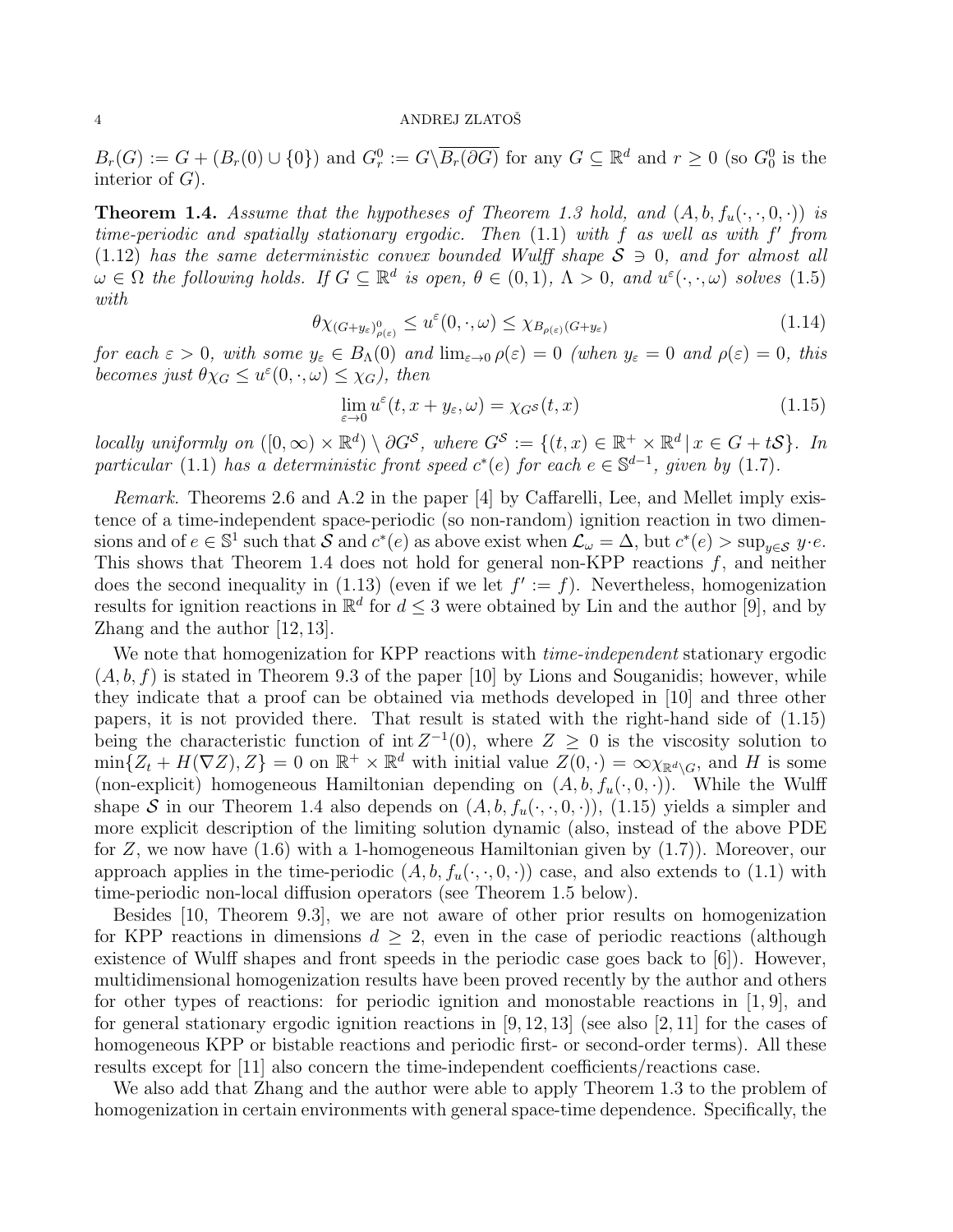$B_r(G) := G + (B_r(0) \cup \{0\})$ and $G_r^0 := G \backslash \overline{B_r(\partial G)}$ for any $G \subseteq \mathbb{R}^d$ and $r \geq 0$ (so $G_0^0$ is the interior of $G$).

**Theorem 1.4.** *Assume that the hypotheses of Theorem 1.3 hold, and $(A, b, f_u(\cdot, \cdot, 0, \cdot))$ is time-periodic and spatially stationary ergodic. Then (1.1) with $f$ as well as with $f'$ from (1.12) has the same deterministic convex bounded Wulff shape $\mathcal{S} \ni 0$, and for almost all $\omega \in \Omega$ the following holds. If $G \subseteq \mathbb{R}^d$ is open, $\theta \in (0,1)$, $\Lambda > 0$, and $u^\varepsilon(\cdot, \cdot, \omega)$ solves (1.5) with*

$$\theta \chi_{(G+y_\varepsilon)^0_{\rho(\varepsilon)}} \leq u^\varepsilon(0, \cdot, \omega) \leq \chi_{B_{\rho(\varepsilon)}(G+y_\varepsilon)} \tag{1.14}$$

*for each $\varepsilon > 0$, with some $y_\varepsilon \in B_\Lambda(0)$ and $\lim_{\varepsilon \to 0} \rho(\varepsilon) = 0$ (when $y_\varepsilon = 0$ and $\rho(\varepsilon) = 0$, this becomes just $\theta \chi_G \leq u^\varepsilon(0, \cdot, \omega) \leq \chi_G$), then*

$$\lim_{\varepsilon \to 0} u^\varepsilon(t, x + y_\varepsilon, \omega) = \chi_{G^\mathcal{S}}(t, x) \tag{1.15}$$

*locally uniformly on $([0, \infty) \times \mathbb{R}^d) \setminus \partial G^\mathcal{S}$, where $G^\mathcal{S} := \{(t, x) \in \mathbb{R}^+ \times \mathbb{R}^d \,|\, x \in G + t\mathcal{S}\}$. In particular (1.1) has a deterministic front speed $c^*(e)$ for each $e \in \mathbb{S}^{d-1}$, given by (1.7).*

*Remark.* Theorems 2.6 and A.2 in the paper [4] by Caffarelli, Lee, and Mellet imply existence of a time-independent space-periodic (so non-random) ignition reaction in two dimensions and of $e \in \mathbb{S}^1$ such that $\mathcal{S}$ and $c^*(e)$ as above exist when $\mathcal{L}_\omega = \Delta$, but $c^*(e) > \sup_{y \in \mathcal{S}} y \cdot e$. This shows that Theorem 1.4 does not hold for general non-KPP reactions $f$, and neither does the second inequality in (1.13) (even if we let $f' := f$). Nevertheless, homogenization results for ignition reactions in $\mathbb{R}^d$ for $d \leq 3$ were obtained by Lin and the author [9], and by Zhang and the author [12, 13].

We note that homogenization for KPP reactions with *time-independent* stationary ergodic $(A, b, f)$ is stated in Theorem 9.3 of the paper [10] by Lions and Souganidis; however, while they indicate that a proof can be obtained via methods developed in [10] and three other papers, it is not provided there. That result is stated with the right-hand side of (1.15) being the characteristic function of $\operatorname{int} Z^{-1}(0)$, where $Z \geq 0$ is the viscosity solution to $\min\{Z_t + H(\nabla Z), Z\} = 0$ on $\mathbb{R}^+ \times \mathbb{R}^d$ with initial value $Z(0, \cdot) = \infty \chi_{\mathbb{R}^d \setminus G}$, and $H$ is some (non-explicit) homogeneous Hamiltonian depending on $(A, b, f_u(\cdot, 0, \cdot))$. While the Wulff shape $\mathcal{S}$ in our Theorem 1.4 also depends on $(A, b, f_u(\cdot, \cdot, 0, \cdot))$, (1.15) yields a simpler and more explicit description of the limiting solution dynamic (also, instead of the above PDE for $Z$, we now have (1.6) with a 1-homogeneous Hamiltonian given by (1.7)). Moreover, our approach applies in the time-periodic $(A, b, f_u(\cdot, \cdot, 0, \cdot))$ case, and also extends to (1.1) with time-periodic non-local diffusion operators (see Theorem 1.5 below).

Besides [10, Theorem 9.3], we are not aware of other prior results on homogenization for KPP reactions in dimensions $d \geq 2$, even in the case of periodic reactions (although existence of Wulff shapes and front speeds in the periodic case goes back to [6]). However, multidimensional homogenization results have been proved recently by the author and others for other types of reactions: for periodic ignition and monostable reactions in [1, 9], and for general stationary ergodic ignition reactions in [9, 12, 13] (see also [2, 11] for the cases of homogeneous KPP or bistable reactions and periodic first- or second-order terms). All these results except for [11] also concern the time-independent coefficients/reactions case.

We also add that Zhang and the author were able to apply Theorem 1.3 to the problem of homogenization in certain environments with general space-time dependence. Specifically, the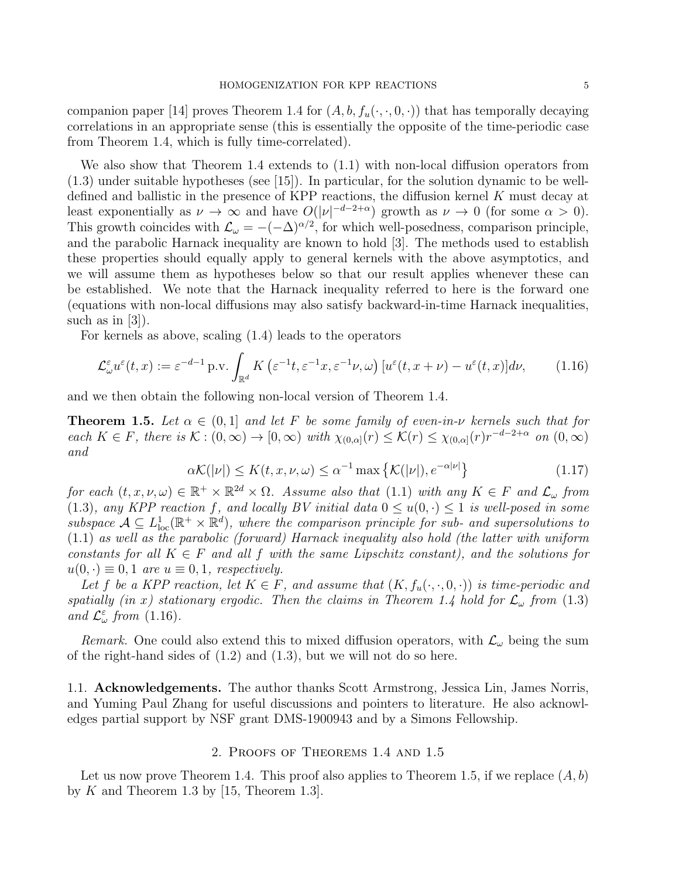companion paper [14] proves Theorem 1.4 for $(A, b, f_u(\cdot,\cdot,0,\cdot))$ that has temporally decaying correlations in an appropriate sense (this is essentially the opposite of the time-periodic case from Theorem 1.4, which is fully time-correlated).

We also show that Theorem 1.4 extends to (1.1) with non-local diffusion operators from (1.3) under suitable hypotheses (see [15]). In particular, for the solution dynamic to be well-defined and ballistic in the presence of KPP reactions, the diffusion kernel $K$ must decay at least exponentially as $\nu \to \infty$ and have $O(|\nu|^{-d-2+\alpha})$ growth as $\nu \to 0$ (for some $\alpha > 0$). This growth coincides with $\mathcal{L}_\omega = -(-\Delta)^{\alpha/2}$, for which well-posedness, comparison principle, and the parabolic Harnack inequality are known to hold [3]. The methods used to establish these properties should equally apply to general kernels with the above asymptotics, and we will assume them as hypotheses below so that our result applies whenever these can be established. We note that the Harnack inequality referred to here is the forward one (equations with non-local diffusions may also satisfy backward-in-time Harnack inequalities, such as in [3]).

For kernels as above, scaling (1.4) leads to the operators

$$\mathcal{L}^\varepsilon_\omega u^\varepsilon(t,x) := \varepsilon^{-d-1}\,\mathrm{p.v.}\int_{\mathbb{R}^d} K\left(\varepsilon^{-1}t, \varepsilon^{-1}x, \varepsilon^{-1}\nu, \omega\right)[u^\varepsilon(t, x+\nu) - u^\varepsilon(t,x)]d\nu, \tag{1.16}$$

and we then obtain the following non-local version of Theorem 1.4.

**Theorem 1.5.** *Let $\alpha \in (0,1]$ and let $F$ be some family of even-in-$\nu$ kernels such that for each $K \in F$, there is $\mathcal{K} : (0,\infty) \to [0,\infty)$ with $\chi_{(0,\alpha]}(r) \le \mathcal{K}(r) \le \chi_{(0,\alpha]}(r) r^{-d-2+\alpha}$ on $(0,\infty)$ and*

$$\alpha \mathcal{K}(|\nu|) \le K(t,x,\nu,\omega) \le \alpha^{-1}\max\left\{\mathcal{K}(|\nu|), e^{-\alpha|\nu|}\right\} \tag{1.17}$$

*for each $(t,x,\nu,\omega) \in \mathbb{R}^+ \times \mathbb{R}^{2d} \times \Omega$. Assume also that (1.1) with any $K \in F$ and $\mathcal{L}_\omega$ from (1.3), any KPP reaction $f$, and locally BV initial data $0 \le u(0,\cdot) \le 1$ is well-posed in some subspace $\mathcal{A} \subseteq L^1_{\mathrm{loc}}(\mathbb{R}^+ \times \mathbb{R}^d)$, where the comparison principle for sub- and supersolutions to (1.1) as well as the parabolic (forward) Harnack inequality also hold (the latter with uniform constants for all $K \in F$ and all $f$ with the same Lipschitz constant), and the solutions for $u(0,\cdot) \equiv 0, 1$ are $u \equiv 0, 1$, respectively.*

*Let $f$ be a KPP reaction, let $K \in F$, and assume that $(K, f_u(\cdot,\cdot,0,\cdot))$ is time-periodic and spatially (in $x$) stationary ergodic. Then the claims in Theorem 1.4 hold for $\mathcal{L}_\omega$ from (1.3) and $\mathcal{L}^\varepsilon_\omega$ from (1.16).*

*Remark.* One could also extend this to mixed diffusion operators, with $\mathcal{L}_\omega$ being the sum of the right-hand sides of (1.2) and (1.3), but we will not do so here.

### 1.1. Acknowledgements.

The author thanks Scott Armstrong, Jessica Lin, James Norris, and Yuming Paul Zhang for useful discussions and pointers to literature. He also acknowledges partial support by NSF grant DMS-1900943 and by a Simons Fellowship.

## 2. Proofs of Theorems 1.4 and 1.5

Let us now prove Theorem 1.4. This proof also applies to Theorem 1.5, if we replace $(A, b)$ by $K$ and Theorem 1.3 by [15, Theorem 1.3].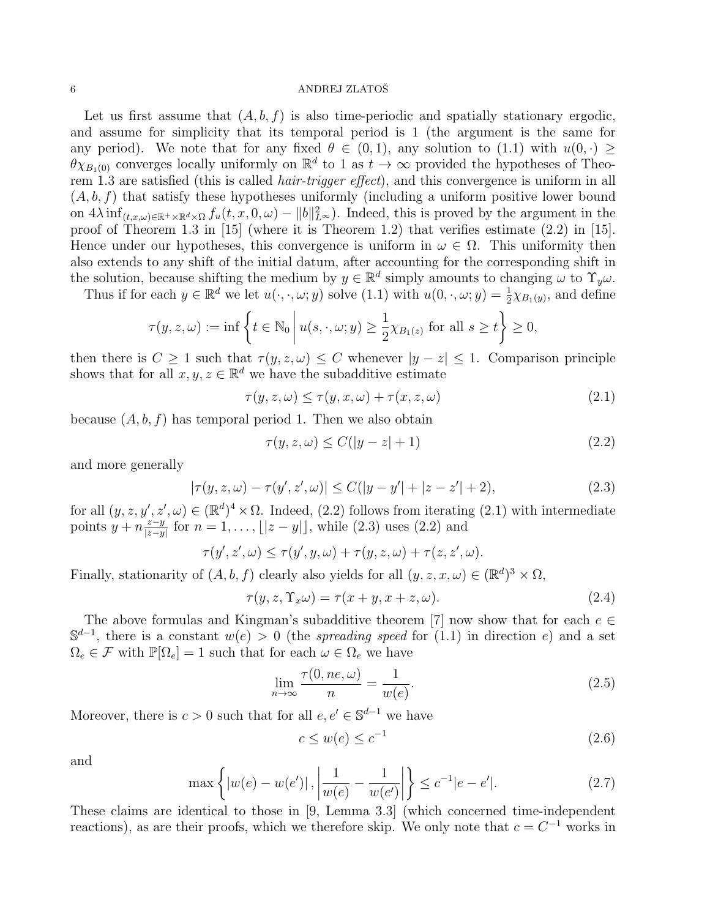Let us first assume that $(A, b, f)$ is also time-periodic and spatially stationary ergodic, and assume for simplicity that its temporal period is 1 (the argument is the same for any period). We note that for any fixed $\theta \in (0,1)$, any solution to (1.1) with $u(0,\cdot) \geq \theta\chi_{B_1(0)}$ converges locally uniformly on $\mathbb{R}^d$ to 1 as $t \to \infty$ provided the hypotheses of Theorem 1.3 are satisfied (this is called *hair-trigger effect*), and this convergence is uniform in all $(A, b, f)$ that satisfy these hypotheses uniformly (including a uniform positive lower bound on $4\lambda \inf_{(t,x,\omega)\in\mathbb{R}^+\times\mathbb{R}^d\times\Omega} f_u(t, x, 0, \omega) - \|b\|_{L^\infty}^2$). Indeed, this is proved by the argument in the proof of Theorem 1.3 in [15] (where it is Theorem 1.2) that verifies estimate (2.2) in [15]. Hence under our hypotheses, this convergence is uniform in $\omega \in \Omega$. This uniformity then also extends to any shift of the initial datum, after accounting for the corresponding shift in the solution, because shifting the medium by $y \in \mathbb{R}^d$ simply amounts to changing $\omega$ to $\Upsilon_y\omega$.

Thus if for each $y \in \mathbb{R}^d$ we let $u(\cdot,\cdot,\omega; y)$ solve (1.1) with $u(0,\cdot,\omega; y) = \frac{1}{2}\chi_{B_1(y)}$, and define

$$\tau(y, z, \omega) := \inf\left\{ t \in \mathbb{N}_0 \,\middle|\, u(s,\cdot,\omega; y) \geq \frac{1}{2}\chi_{B_1(z)} \text{ for all } s \geq t \right\} \geq 0,$$

then there is $C \geq 1$ such that $\tau(y, z, \omega) \leq C$ whenever $|y - z| \leq 1$. Comparison principle shows that for all $x, y, z \in \mathbb{R}^d$ we have the subadditive estimate

$$\tau(y, z, \omega) \leq \tau(y, x, \omega) + \tau(x, z, \omega) \tag{2.1}$$

because $(A, b, f)$ has temporal period 1. Then we also obtain

$$\tau(y, z, \omega) \leq C(|y - z| + 1) \tag{2.2}$$

and more generally

$$|\tau(y, z, \omega) - \tau(y', z', \omega)| \leq C(|y - y'| + |z - z'| + 2), \tag{2.3}$$

for all $(y, z, y', z', \omega) \in (\mathbb{R}^d)^4 \times \Omega$. Indeed, (2.2) follows from iterating (2.1) with intermediate points $y + n\frac{z-y}{|z-y|}$ for $n = 1, \dots, \lfloor |z - y| \rfloor$, while (2.3) uses (2.2) and

$$\tau(y', z', \omega) \leq \tau(y', y, \omega) + \tau(y, z, \omega) + \tau(z, z', \omega).$$

Finally, stationarity of $(A, b, f)$ clearly also yields for all $(y, z, x, \omega) \in (\mathbb{R}^d)^3 \times \Omega$,

$$\tau(y, z, \Upsilon_x\omega) = \tau(x + y, x + z, \omega). \tag{2.4}$$

The above formulas and Kingman's subadditive theorem [7] now show that for each $e \in \mathbb{S}^{d-1}$, there is a constant $w(e) > 0$ (the *spreading speed* for (1.1) in direction $e$) and a set $\Omega_e \in \mathcal{F}$ with $\mathbb{P}[\Omega_e] = 1$ such that for each $\omega \in \Omega_e$ we have

$$\lim_{n\to\infty} \frac{\tau(0, ne, \omega)}{n} = \frac{1}{w(e)}. \tag{2.5}$$

Moreover, there is $c > 0$ such that for all $e, e' \in \mathbb{S}^{d-1}$ we have

$$c \leq w(e) \leq c^{-1} \tag{2.6}$$

and

$$\max\left\{ |w(e) - w(e')|, \left| \frac{1}{w(e)} - \frac{1}{w(e')} \right| \right\} \leq c^{-1}|e - e'|. \tag{2.7}$$

These claims are identical to those in [9, Lemma 3.3] (which concerned time-independent reactions), as are their proofs, which we therefore skip. We only note that $c = C^{-1}$ works in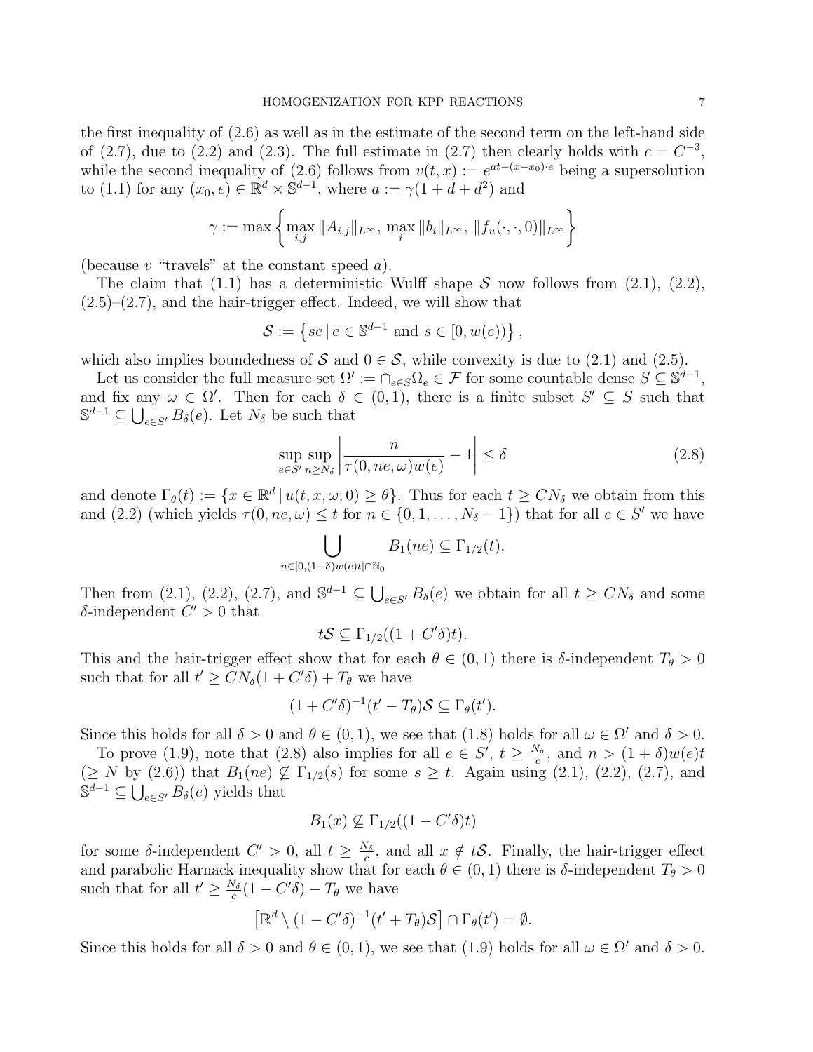the first inequality of (2.6) as well as in the estimate of the second term on the left-hand side of (2.7), due to (2.2) and (2.3). The full estimate in (2.7) then clearly holds with $c = C^{-3}$, while the second inequality of (2.6) follows from $v(t,x) := e^{at-(x-x_0)\cdot e}$ being a supersolution to (1.1) for any $(x_0, e) \in \mathbb{R}^d \times \mathbb{S}^{d-1}$, where $a := \gamma(1+d+d^2)$ and

$$\gamma := \max\left\{ \max_{i,j} \|A_{i,j}\|_{L^\infty},\ \max_i \|b_i\|_{L^\infty},\ \|f_u(\cdot,\cdot,0)\|_{L^\infty} \right\}$$

(because $v$ "travels" at the constant speed $a$).

The claim that (1.1) has a deterministic Wulff shape $\mathcal{S}$ now follows from (2.1), (2.2), (2.5)–(2.7), and the hair-trigger effect. Indeed, we will show that

$$\mathcal{S} := \left\{ se \,|\, e \in \mathbb{S}^{d-1} \text{ and } s \in [0, w(e)) \right\},$$

which also implies boundedness of $\mathcal{S}$ and $0 \in \mathcal{S}$, while convexity is due to (2.1) and (2.5).

Let us consider the full measure set $\Omega' := \cap_{e\in S}\Omega_e \in \mathcal{F}$ for some countable dense $S \subseteq \mathbb{S}^{d-1}$, and fix any $\omega \in \Omega'$. Then for each $\delta \in (0,1)$, there is a finite subset $S' \subseteq S$ such that $\mathbb{S}^{d-1} \subseteq \bigcup_{e\in S'} B_\delta(e)$. Let $N_\delta$ be such that

$$\sup_{e\in S'} \sup_{n\geq N_\delta} \left| \frac{n}{\tau(0, ne, \omega) w(e)} - 1 \right| \leq \delta \tag{2.8}$$

and denote $\Gamma_\theta(t) := \{x \in \mathbb{R}^d \,|\, u(t,x,\omega;0) \geq \theta\}$. Thus for each $t \geq CN_\delta$ we obtain from this and (2.2) (which yields $\tau(0, ne, \omega) \leq t$ for $n \in \{0, 1, \dots, N_\delta - 1\}$) that for all $e \in S'$ we have

$$\bigcup_{n\in[0,(1-\delta)w(e)t]\cap\mathbb{N}_0} B_1(ne) \subseteq \Gamma_{1/2}(t).$$

Then from (2.1), (2.2), (2.7), and $\mathbb{S}^{d-1} \subseteq \bigcup_{e\in S'} B_\delta(e)$ we obtain for all $t \geq CN_\delta$ and some $\delta$-independent $C' > 0$ that

$$t\mathcal{S} \subseteq \Gamma_{1/2}((1+C'\delta)t).$$

This and the hair-trigger effect show that for each $\theta \in (0,1)$ there is $\delta$-independent $T_\theta > 0$ such that for all $t' \geq CN_\delta(1+C'\delta) + T_\theta$ we have

$$(1+C'\delta)^{-1}(t' - T_\theta)\mathcal{S} \subseteq \Gamma_\theta(t').$$

Since this holds for all $\delta > 0$ and $\theta \in (0,1)$, we see that (1.8) holds for all $\omega \in \Omega'$ and $\delta > 0$.

To prove (1.9), note that (2.8) also implies for all $e \in S'$, $t \geq \frac{N_\delta}{c}$, and $n > (1+\delta)w(e)t$ ($\geq N$ by (2.6)) that $B_1(ne) \not\subseteq \Gamma_{1/2}(s)$ for some $s \geq t$. Again using (2.1), (2.2), (2.7), and $\mathbb{S}^{d-1} \subseteq \bigcup_{e\in S'} B_\delta(e)$ yields that

$$B_1(x) \not\subseteq \Gamma_{1/2}((1-C'\delta)t)$$

for some $\delta$-independent $C' > 0$, all $t \geq \frac{N_\delta}{c}$, and all $x \notin t\mathcal{S}$. Finally, the hair-trigger effect and parabolic Harnack inequality show that for each $\theta \in (0,1)$ there is $\delta$-independent $T_\theta > 0$ such that for all $t' \geq \frac{N_\delta}{c}(1-C'\delta) - T_\theta$ we have

$$\left[\mathbb{R}^d \setminus (1-C'\delta)^{-1}(t' + T_\theta)\mathcal{S}\right] \cap \Gamma_\theta(t') = \emptyset.$$

Since this holds for all $\delta > 0$ and $\theta \in (0,1)$, we see that (1.9) holds for all $\omega \in \Omega'$ and $\delta > 0$.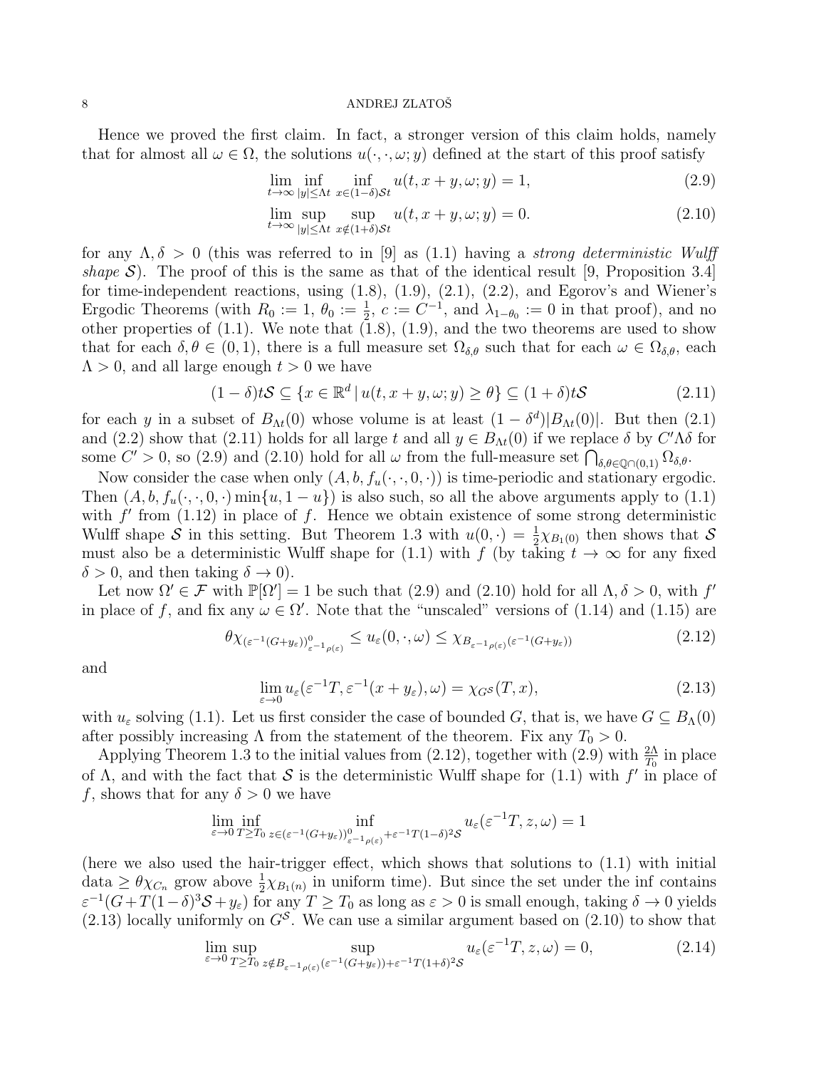Hence we proved the first claim. In fact, a stronger version of this claim holds, namely that for almost all $\omega \in \Omega$, the solutions $u(\cdot,\cdot,\omega;y)$ defined at the start of this proof satisfy

$$\lim_{t\to\infty} \inf_{|y|\le \Lambda t} \inf_{x\in(1-\delta)\mathcal{S}t} u(t,x+y,\omega;y) = 1, \tag{2.9}$$

$$\lim_{t\to\infty} \sup_{|y|\le \Lambda t} \sup_{x\notin(1+\delta)\mathcal{S}t} u(t,x+y,\omega;y) = 0. \tag{2.10}$$

for any $\Lambda,\delta > 0$ (this was referred to in [9] as (1.1) having a *strong deterministic Wulff shape* $\mathcal{S}$). The proof of this is the same as that of the identical result [9, Proposition 3.4] for time-independent reactions, using (1.8), (1.9), (2.1), (2.2), and Egorov's and Wiener's Ergodic Theorems (with $R_0 := 1$, $\theta_0 := \frac{1}{2}$, $c := C^{-1}$, and $\lambda_{1-\theta_0} := 0$ in that proof), and no other properties of (1.1). We note that (1.8), (1.9), and the two theorems are used to show that for each $\delta,\theta \in (0,1)$, there is a full measure set $\Omega_{\delta,\theta}$ such that for each $\omega \in \Omega_{\delta,\theta}$, each $\Lambda > 0$, and all large enough $t > 0$ we have

$$(1-\delta)t\mathcal{S} \subseteq \{x \in \mathbb{R}^d \,|\, u(t,x+y,\omega;y) \ge \theta\} \subseteq (1+\delta)t\mathcal{S} \tag{2.11}$$

for each $y$ in a subset of $B_{\Lambda t}(0)$ whose volume is at least $(1-\delta^d)|B_{\Lambda t}(0)|$. But then (2.1) and (2.2) show that (2.11) holds for all large $t$ and all $y \in B_{\Lambda t}(0)$ if we replace $\delta$ by $C'\Lambda\delta$ for some $C' > 0$, so (2.9) and (2.10) hold for all $\omega$ from the full-measure set $\bigcap_{\delta,\theta\in\mathbb{Q}\cap(0,1)} \Omega_{\delta,\theta}$.

Now consider the case when only $(A, b, f_u(\cdot,\cdot,0,\cdot))$ is time-periodic and stationary ergodic. Then $(A, b, f_u(\cdot,\cdot,0,\cdot)\min\{u, 1-u\})$ is also such, so all the above arguments apply to (1.1) with $f'$ from (1.12) in place of $f$. Hence we obtain existence of some strong deterministic Wulff shape $\mathcal{S}$ in this setting. But Theorem 1.3 with $u(0,\cdot) = \frac{1}{2}\chi_{B_1(0)}$ then shows that $\mathcal{S}$ must also be a deterministic Wulff shape for (1.1) with $f$ (by taking $t \to \infty$ for any fixed $\delta > 0$, and then taking $\delta \to 0$).

Let now $\Omega' \in \mathcal{F}$ with $\mathbb{P}[\Omega'] = 1$ be such that (2.9) and (2.10) hold for all $\Lambda,\delta > 0$, with $f'$ in place of $f$, and fix any $\omega \in \Omega'$. Note that the "unscaled" versions of (1.14) and (1.15) are

$$\theta\chi_{(\varepsilon^{-1}(G+y_\varepsilon))^0_{\varepsilon^{-1}\rho(\varepsilon)}} \le u_\varepsilon(0,\cdot,\omega) \le \chi_{B_{\varepsilon^{-1}\rho(\varepsilon)}(\varepsilon^{-1}(G+y_\varepsilon))} \tag{2.12}$$

and

$$\lim_{\varepsilon\to 0} u_\varepsilon(\varepsilon^{-1}T, \varepsilon^{-1}(x+y_\varepsilon),\omega) = \chi_{G^{\mathcal{S}}}(T,x), \tag{2.13}$$

with $u_\varepsilon$ solving (1.1). Let us first consider the case of bounded $G$, that is, we have $G \subseteq B_\Lambda(0)$ after possibly increasing $\Lambda$ from the statement of the theorem. Fix any $T_0 > 0$.

Applying Theorem 1.3 to the initial values from (2.12), together with (2.9) with $\frac{2\Lambda}{T_0}$ in place of $\Lambda$, and with the fact that $\mathcal{S}$ is the deterministic Wulff shape for (1.1) with $f'$ in place of $f$, shows that for any $\delta > 0$ we have

$$\lim_{\varepsilon\to 0} \inf_{T\ge T_0} \inf_{z\in(\varepsilon^{-1}(G+y_\varepsilon))^0_{\varepsilon^{-1}\rho(\varepsilon)}+\varepsilon^{-1}T(1-\delta)^2\mathcal{S}} u_\varepsilon(\varepsilon^{-1}T, z,\omega) = 1$$

(here we also used the hair-trigger effect, which shows that solutions to (1.1) with initial data $\ge \theta\chi_{C_n}$ grow above $\frac{1}{2}\chi_{B_1(n)}$ in uniform time). But since the set under the inf contains $\varepsilon^{-1}(G+T(1-\delta)^3\mathcal{S}+y_\varepsilon)$ for any $T \ge T_0$ as long as $\varepsilon > 0$ is small enough, taking $\delta \to 0$ yields (2.13) locally uniformly on $G^{\mathcal{S}}$. We can use a similar argument based on (2.10) to show that

$$\lim_{\varepsilon\to 0} \sup_{T\ge T_0} \sup_{z\notin B_{\varepsilon^{-1}\rho(\varepsilon)}(\varepsilon^{-1}(G+y_\varepsilon))+\varepsilon^{-1}T(1+\delta)^2\mathcal{S}} u_\varepsilon(\varepsilon^{-1}T, z,\omega) = 0, \tag{2.14}$$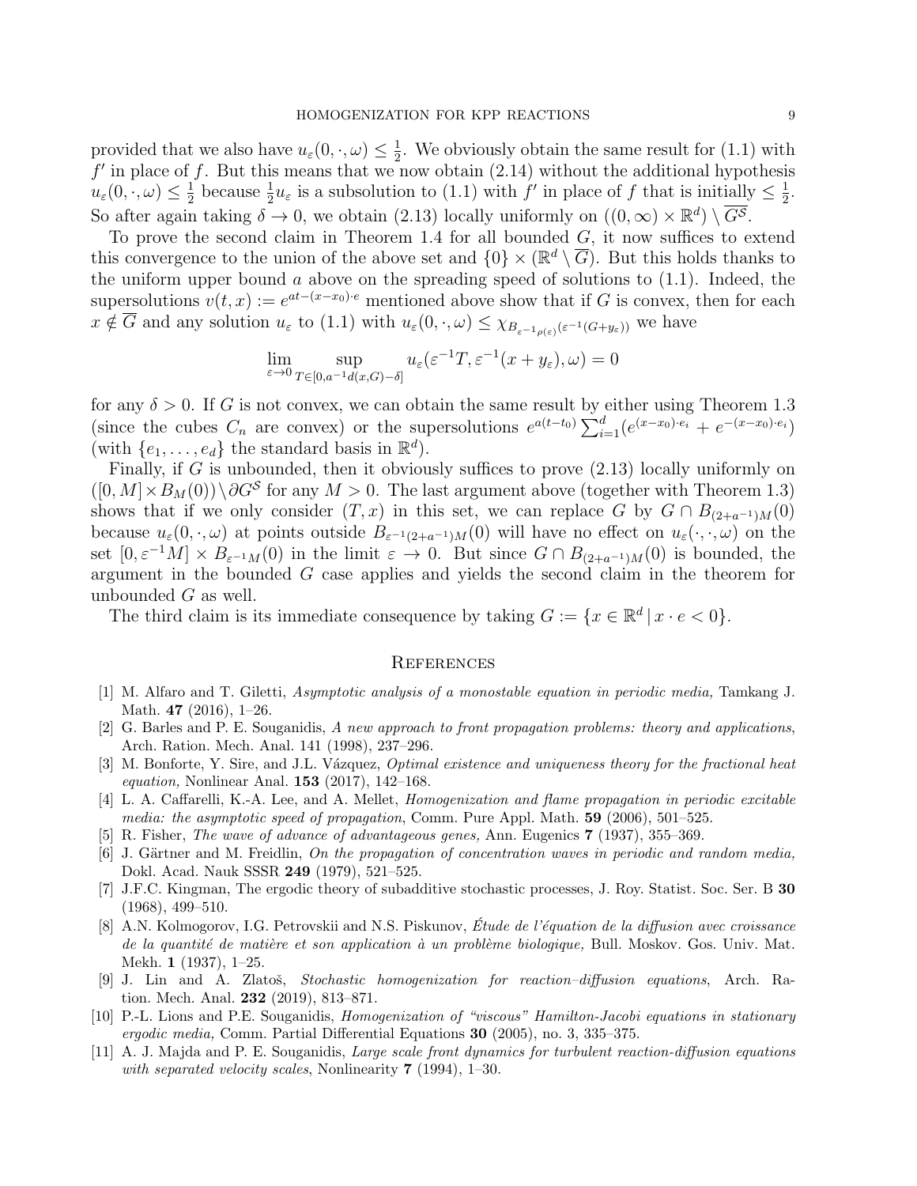provided that we also have $u_\varepsilon(0,\cdot,\omega) \le \frac{1}{2}$. We obviously obtain the same result for (1.1) with $f'$ in place of $f$. But this means that we now obtain (2.14) without the additional hypothesis $u_\varepsilon(0,\cdot,\omega) \le \frac{1}{2}$ because $\frac{1}{2}u_\varepsilon$ is a subsolution to (1.1) with $f'$ in place of $f$ that is initially $\le \frac{1}{2}$. So after again taking $\delta \to 0$, we obtain (2.13) locally uniformly on $((0,\infty)\times\mathbb{R}^d) \setminus \overline{G^{\mathcal{S}}}$.

To prove the second claim in Theorem 1.4 for all bounded $G$, it now suffices to extend this convergence to the union of the above set and $\{0\}\times(\mathbb{R}^d \setminus \overline{G})$. But this holds thanks to the uniform upper bound $a$ above on the spreading speed of solutions to (1.1). Indeed, the supersolutions $v(t,x) := e^{at-(x-x_0)\cdot e}$ mentioned above show that if $G$ is convex, then for each $x \notin \overline{G}$ and any solution $u_\varepsilon$ to (1.1) with $u_\varepsilon(0,\cdot,\omega) \le \chi_{B_{\varepsilon^{-1}\rho(\varepsilon)}(\varepsilon^{-1}(G+y_\varepsilon))}$ we have

$$\lim_{\varepsilon\to 0} \sup_{T\in[0,a^{-1}d(x,G)-\delta]} u_\varepsilon(\varepsilon^{-1}T, \varepsilon^{-1}(x+y_\varepsilon),\omega) = 0$$

for any $\delta > 0$. If $G$ is not convex, we can obtain the same result by either using Theorem 1.3 (since the cubes $C_n$ are convex) or the supersolutions $e^{a(t-t_0)}\sum_{i=1}^d (e^{(x-x_0)\cdot e_i} + e^{-(x-x_0)\cdot e_i})$ (with $\{e_1,\dots,e_d\}$ the standard basis in $\mathbb{R}^d$).

Finally, if $G$ is unbounded, then it obviously suffices to prove (2.13) locally uniformly on $([0,M]\times B_M(0))\setminus \partial G^{\mathcal{S}}$ for any $M>0$. The last argument above (together with Theorem 1.3) shows that if we only consider $(T,x)$ in this set, we can replace $G$ by $G\cap B_{(2+a^{-1})M}(0)$ because $u_\varepsilon(0,\cdot,\omega)$ at points outside $B_{\varepsilon^{-1}(2+a^{-1})M}(0)$ will have no effect on $u_\varepsilon(\cdot,\cdot,\omega)$ on the set $[0,\varepsilon^{-1}M]\times B_{\varepsilon^{-1}M}(0)$ in the limit $\varepsilon\to 0$. But since $G\cap B_{(2+a^{-1})M}(0)$ is bounded, the argument in the bounded $G$ case applies and yields the second claim in the theorem for unbounded $G$ as well.

The third claim is its immediate consequence by taking $G := \{x\in\mathbb{R}^d \,|\, x\cdot e < 0\}$.

## References

[1] M. Alfaro and T. Giletti, *Asymptotic analysis of a monostable equation in periodic media,* Tamkang J. Math. **47** (2016), 1–26.

[2] G. Barles and P. E. Souganidis, *A new approach to front propagation problems: theory and applications*, Arch. Ration. Mech. Anal. 141 (1998), 237–296.

[3] M. Bonforte, Y. Sire, and J.L. Vázquez, *Optimal existence and uniqueness theory for the fractional heat equation,* Nonlinear Anal. **153** (2017), 142–168.

[4] L. A. Caffarelli, K.-A. Lee, and A. Mellet, *Homogenization and flame propagation in periodic excitable media: the asymptotic speed of propagation*, Comm. Pure Appl. Math. **59** (2006), 501–525.

[5] R. Fisher, *The wave of advance of advantageous genes,* Ann. Eugenics **7** (1937), 355–369.

[6] J. Gärtner and M. Freidlin, *On the propagation of concentration waves in periodic and random media,* Dokl. Acad. Nauk SSSR **249** (1979), 521–525.

[7] J.F.C. Kingman, The ergodic theory of subadditive stochastic processes, J. Roy. Statist. Soc. Ser. B **30** (1968), 499–510.

[8] A.N. Kolmogorov, I.G. Petrovskii and N.S. Piskunov, *Étude de l'équation de la diffusion avec croissance de la quantité de matière et son application à un problème biologique,* Bull. Moskov. Gos. Univ. Mat. Mekh. **1** (1937), 1–25.

[9] J. Lin and A. Zlatoš, *Stochastic homogenization for reaction–diffusion equations*, Arch. Ration. Mech. Anal. **232** (2019), 813–871.

[10] P.-L. Lions and P.E. Souganidis, *Homogenization of "viscous" Hamilton-Jacobi equations in stationary ergodic media,* Comm. Partial Differential Equations **30** (2005), no. 3, 335–375.

[11] A. J. Majda and P. E. Souganidis, *Large scale front dynamics for turbulent reaction-diffusion equations with separated velocity scales*, Nonlinearity **7** (1994), 1–30.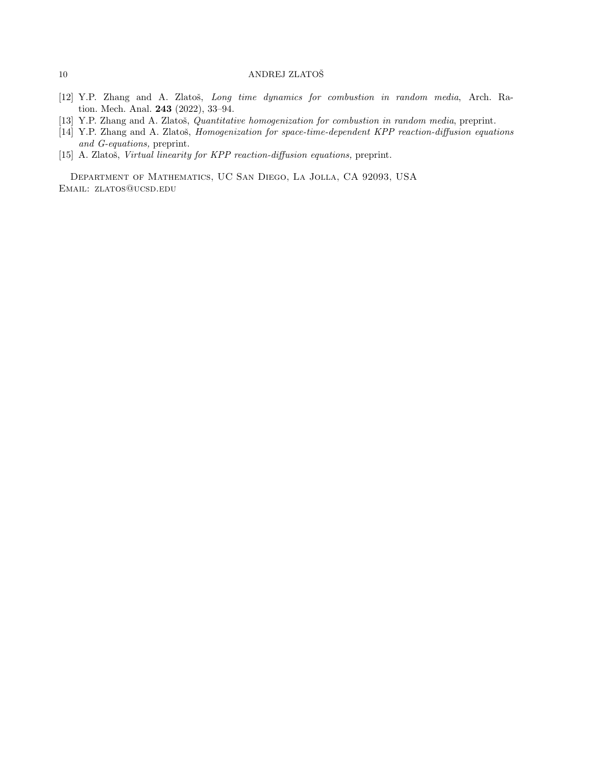[12] Y.P. Zhang and A. Zlatoš, *Long time dynamics for combustion in random media*, Arch. Ration. Mech. Anal. **243** (2022), 33–94.

[13] Y.P. Zhang and A. Zlatoš, *Quantitative homogenization for combustion in random media*, preprint.

[14] Y.P. Zhang and A. Zlatoš, *Homogenization for space-time-dependent KPP reaction-diffusion equations and G-equations,* preprint.

[15] A. Zlatoš, *Virtual linearity for KPP reaction-diffusion equations,* preprint.

Department of Mathematics, UC San Diego, La Jolla, CA 92093, USA
Email: zlatos@ucsd.edu